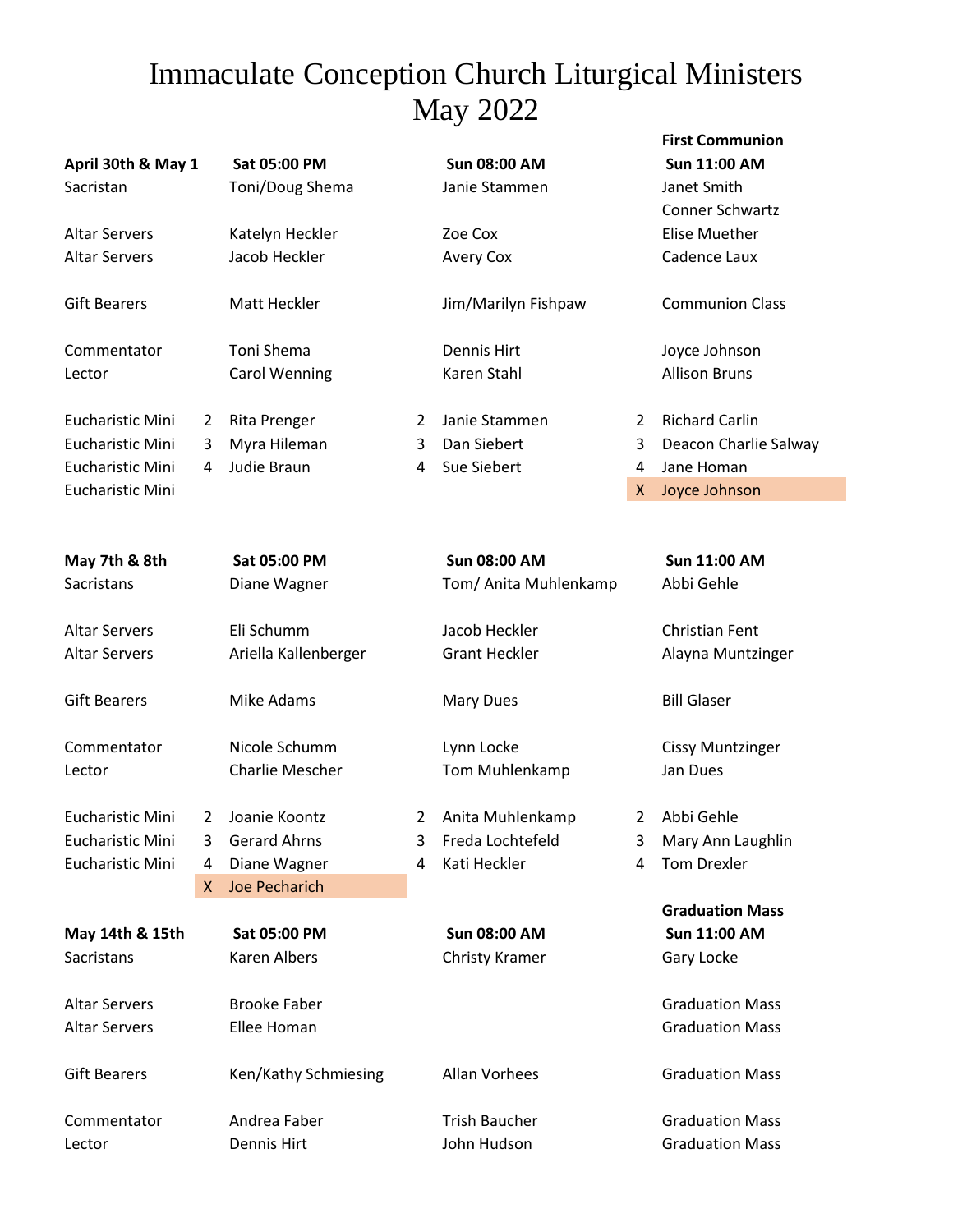# Immaculate Conception Church Liturgical Ministers
# May 2022

| April 30th & May 1 | | Sat 05:00 PM | | Sun 08:00 AM | | First Communion Sun 11:00 AM |
|---|---|---|---|---|---|---|
| Sacristan | | Toni/Doug Shema | | Janie Stammen | | Janet Smith |
| | | | | | | Conner Schwartz |
| Altar Servers | | Katelyn Heckler | | Zoe Cox | | Elise Muether |
| Altar Servers | | Jacob Heckler | | Avery Cox | | Cadence Laux |
| Gift Bearers | | Matt Heckler | | Jim/Marilyn Fishpaw | | Communion Class |
| Commentator | | Toni Shema | | Dennis Hirt | | Joyce Johnson |
| Lector | | Carol Wenning | | Karen Stahl | | Allison Bruns |
| Eucharistic Mini | 2 | Rita Prenger | 2 | Janie Stammen | 2 | Richard Carlin |
| Eucharistic Mini | 3 | Myra Hileman | 3 | Dan Siebert | 3 | Deacon Charlie Salway |
| Eucharistic Mini | 4 | Judie Braun | 4 | Sue Siebert | 4 | Jane Homan |
| Eucharistic Mini | | | | | X | Joyce Johnson |

| May 7th & 8th | | Sat 05:00 PM | | Sun 08:00 AM | | Sun 11:00 AM |
|---|---|---|---|---|---|---|
| Sacristans | | Diane Wagner | | Tom/ Anita Muhlenkamp | | Abbi Gehle |
| Altar Servers | | Eli Schumm | | Jacob Heckler | | Christian Fent |
| Altar Servers | | Ariella Kallenberger | | Grant Heckler | | Alayna Muntzinger |
| Gift Bearers | | Mike Adams | | Mary Dues | | Bill Glaser |
| Commentator | | Nicole Schumm | | Lynn Locke | | Cissy Muntzinger |
| Lector | | Charlie Mescher | | Tom Muhlenkamp | | Jan Dues |
| Eucharistic Mini | 2 | Joanie Koontz | 2 | Anita Muhlenkamp | 2 | Abbi Gehle |
| Eucharistic Mini | 3 | Gerard Ahrns | 3 | Freda Lochtefeld | 3 | Mary Ann Laughlin |
| Eucharistic Mini | 4 | Diane Wagner | 4 | Kati Heckler | 4 | Tom Drexler |
| | X | Joe Pecharich | | | | |

| May 14th & 15th | | Sat 05:00 PM | | Sun 08:00 AM | | Graduation Mass Sun 11:00 AM |
|---|---|---|---|---|---|---|
| Sacristans | | Karen Albers | | Christy Kramer | | Gary Locke |
| Altar Servers | | Brooke Faber | | | | Graduation Mass |
| Altar Servers | | Ellee Homan | | | | Graduation Mass |
| Gift Bearers | | Ken/Kathy Schmiesing | | Allan Vorhees | | Graduation Mass |
| Commentator | | Andrea Faber | | Trish Baucher | | Graduation Mass |
| Lector | | Dennis Hirt | | John Hudson | | Graduation Mass |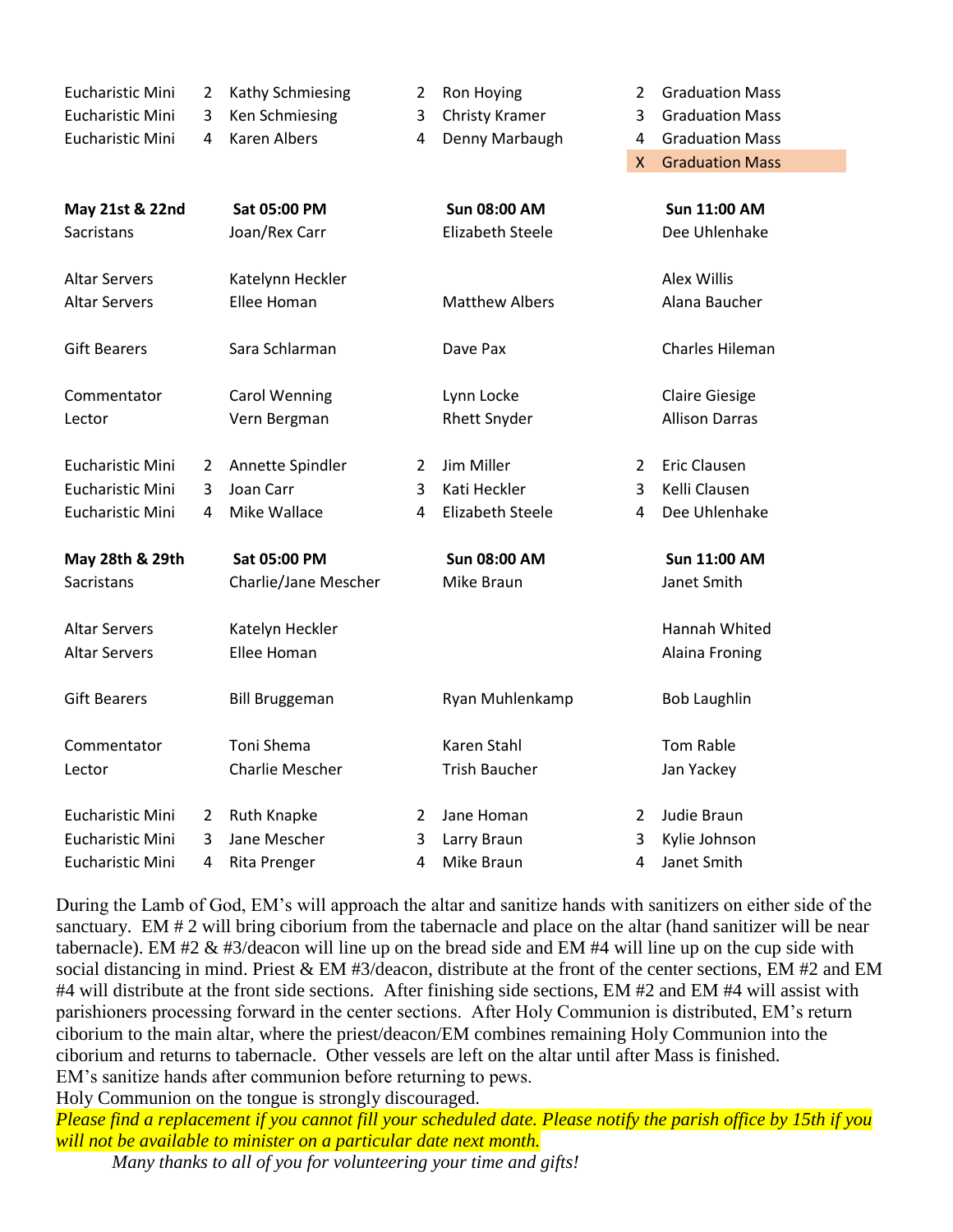| | | | | | | |
|---|---|---|---|---|---|---|
| Eucharistic Mini | 2 | Kathy Schmiesing | 2 | Ron Hoying | 2 | Graduation Mass |
| Eucharistic Mini | 3 | Ken Schmiesing | 3 | Christy Kramer | 3 | Graduation Mass |
| Eucharistic Mini | 4 | Karen Albers | 4 | Denny Marbaugh | 4 | Graduation Mass |
| | | | | | X | Graduation Mass |
| **May 21st & 22nd** | | **Sat 05:00 PM** | | **Sun 08:00 AM** | | **Sun 11:00 AM** |
| Sacristans | | Joan/Rex Carr | | Elizabeth Steele | | Dee Uhlenhake |
| Altar Servers | | Katelynn Heckler | | | | Alex Willis |
| Altar Servers | | Ellee Homan | | Matthew Albers | | Alana Baucher |
| Gift Bearers | | Sara Schlarman | | Dave Pax | | Charles Hileman |
| Commentator | | Carol Wenning | | Lynn Locke | | Claire Giesige |
| Lector | | Vern Bergman | | Rhett Snyder | | Allison Darras |
| Eucharistic Mini | 2 | Annette Spindler | 2 | Jim Miller | 2 | Eric Clausen |
| Eucharistic Mini | 3 | Joan Carr | 3 | Kati Heckler | 3 | Kelli Clausen |
| Eucharistic Mini | 4 | Mike Wallace | 4 | Elizabeth Steele | 4 | Dee Uhlenhake |
| **May 28th & 29th** | | **Sat 05:00 PM** | | **Sun 08:00 AM** | | **Sun 11:00 AM** |
| Sacristans | | Charlie/Jane Mescher | | Mike Braun | | Janet Smith |
| Altar Servers | | Katelyn Heckler | | | | Hannah Whited |
| Altar Servers | | Ellee Homan | | | | Alaina Froning |
| Gift Bearers | | Bill Bruggeman | | Ryan Muhlenkamp | | Bob Laughlin |
| Commentator | | Toni Shema | | Karen Stahl | | Tom Rable |
| Lector | | Charlie Mescher | | Trish Baucher | | Jan Yackey |
| Eucharistic Mini | 2 | Ruth Knapke | 2 | Jane Homan | 2 | Judie Braun |
| Eucharistic Mini | 3 | Jane Mescher | 3 | Larry Braun | 3 | Kylie Johnson |
| Eucharistic Mini | 4 | Rita Prenger | 4 | Mike Braun | 4 | Janet Smith |

During the Lamb of God, EM's will approach the altar and sanitize hands with sanitizers on either side of the sanctuary. EM # 2 will bring ciborium from the tabernacle and place on the altar (hand sanitizer will be near tabernacle). EM #2 & #3/deacon will line up on the bread side and EM #4 will line up on the cup side with social distancing in mind. Priest & EM #3/deacon, distribute at the front of the center sections, EM #2 and EM #4 will distribute at the front side sections. After finishing side sections, EM #2 and EM #4 will assist with parishioners processing forward in the center sections. After Holy Communion is distributed, EM's return ciborium to the main altar, where the priest/deacon/EM combines remaining Holy Communion into the ciborium and returns to tabernacle. Other vessels are left on the altar until after Mass is finished.
EM's sanitize hands after communion before returning to pews.
Holy Communion on the tongue is strongly discouraged.

*Please find a replacement if you cannot fill your scheduled date. Please notify the parish office by 15th if you will not be available to minister on a particular date next month.*

*Many thanks to all of you for volunteering your time and gifts!*